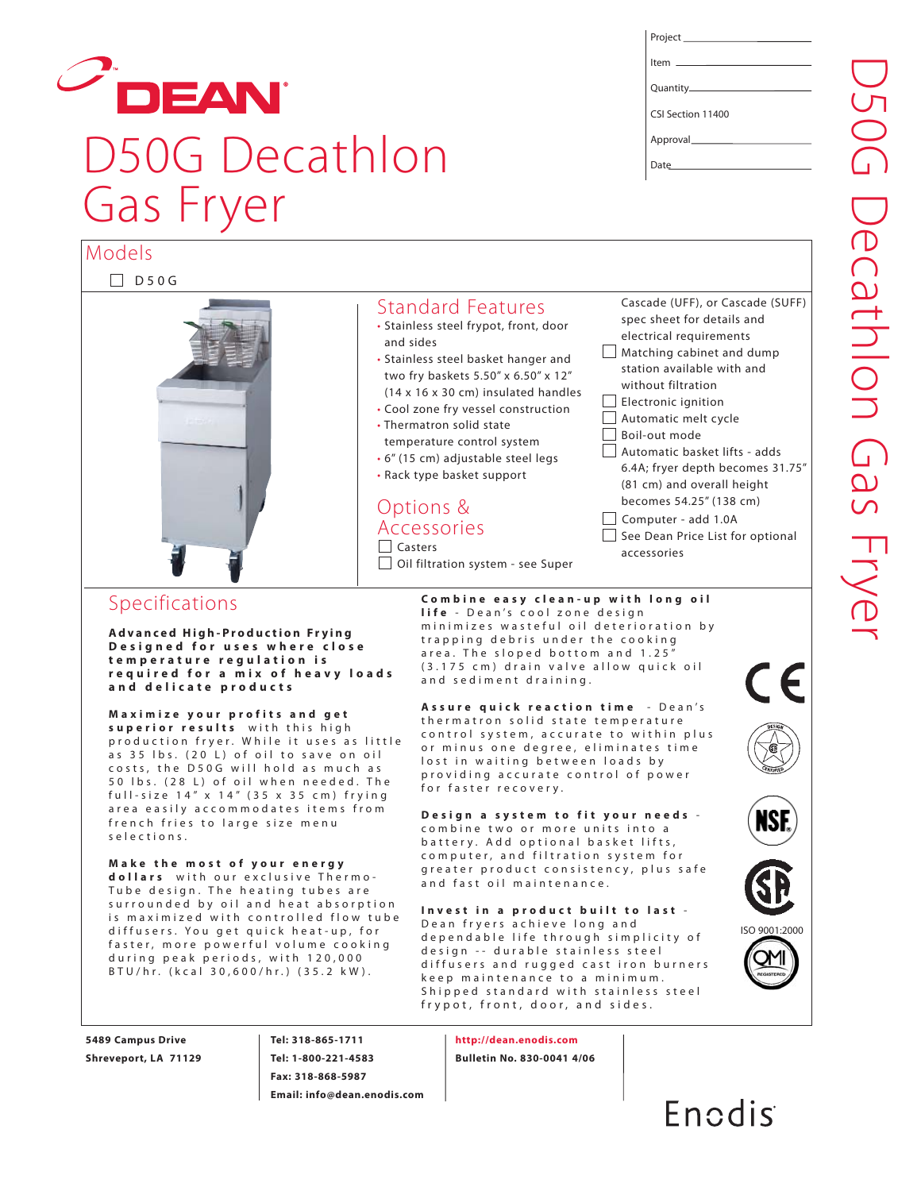# D50G Decathlon Gas Fryer

Project ___________
Item ___________
Quantity ___________
CSI Section 11400
Approval ___________
Date ___________

## Models

☐ D50G

## Standard Features

- Stainless steel frypot, front, door and sides
- Stainless steel basket hanger and two fry baskets 5.50" x 6.50" x 12" (14 x 16 x 30 cm) insulated handles
- Cool zone fry vessel construction
- Thermatron solid state temperature control system
- 6" (15 cm) adjustable steel legs
- Rack type basket support

## Options & Accessories

☐ Casters
☐ Oil filtration system - see Super Cascade (UFF), or Cascade (SUFF) spec sheet for details and electrical requirements
☐ Matching cabinet and dump station available with and without filtration
☐ Electronic ignition
☐ Automatic melt cycle
☐ Boil-out mode
☐ Automatic basket lifts - adds 6.4A; fryer depth becomes 31.75" (81 cm) and overall height becomes 54.25" (138 cm)
☐ Computer - add 1.0A
☐ See Dean Price List for optional accessories

## Specifications

**Advanced High-Production Frying Designed for uses where close temperature regulation is required for a mix of heavy loads and delicate products**

**Maximize your profits and get superior results** with this high production fryer. While it uses as little as 35 lbs. (20 L) of oil to save on oil costs, the D50G will hold as much as 50 lbs. (28 L) of oil when needed. The full-size 14" x 14" (35 x 35 cm) frying area easily accommodates items from french fries to large size menu selections.

**Make the most of your energy dollars** with our exclusive Thermo-Tube design. The heating tubes are surrounded by oil and heat absorption is maximized with controlled flow tube diffusers. You get quick heat-up, for faster, more powerful volume cooking during peak periods, with 120,000 BTU/hr. (kcal 30,600/hr.) (35.2 kW).

**Combine easy clean-up with long oil life** - Dean's cool zone design minimizes wasteful oil deterioration by trapping debris under the cooking area. The sloped bottom and 1.25" (3.175 cm) drain valve allow quick oil and sediment draining.

**Assure quick reaction time** - Dean's thermatron solid state temperature control system, accurate to within plus or minus one degree, eliminates time lost in waiting between loads by providing accurate control of power for faster recovery.

**Design a system to fit your needs** - combine two or more units into a battery. Add optional basket lifts, computer, and filtration system for greater product consistency, plus safe and fast oil maintenance.

**Invest in a product built to last** - Dean fryers achieve long and dependable life through simplicity of design -- durable stainless steel diffusers and rugged cast iron burners keep maintenance to a minimum. Shipped standard with stainless steel frypot, front, door, and sides.

ISO 9001:2000

5489 Campus Drive
Shreveport, LA 71129

Tel: 318-865-1711
Tel: 1-800-221-4583
Fax: 318-868-5987
Email: info@dean.enodis.com

http://dean.enodis.com
Bulletin No. 830-0041 4/06

Enodis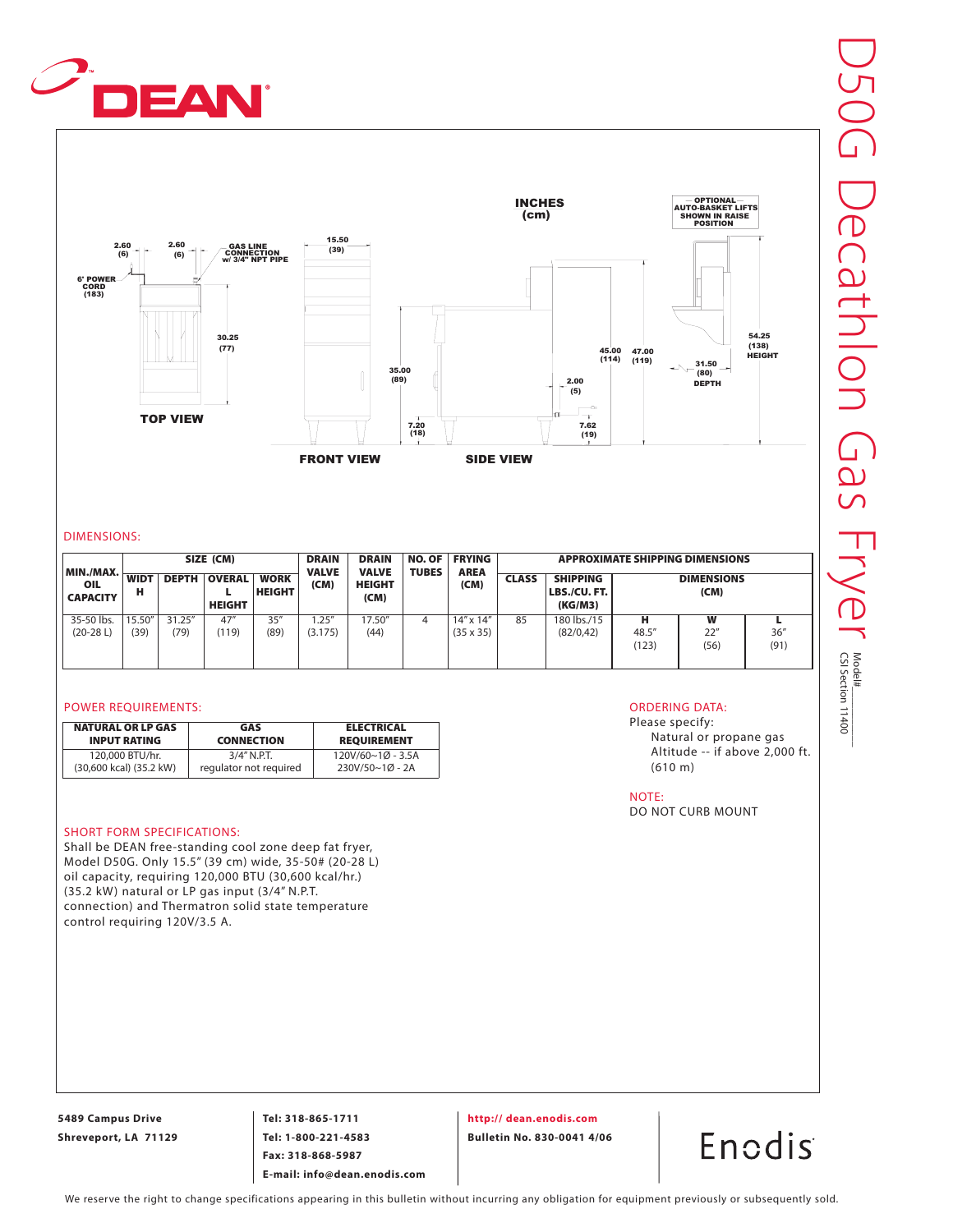# DEAN

# D50G Decathlon Gas Fryer

Model# ______
CSI Section 11400

INCHES (cm)

TOP VIEW — 2.60 (6), 2.60 (6), GAS LINE CONNECTION w/ 3/4" NPT PIPE, 6' POWER CORD (183), 30.25 (77)

FRONT VIEW — 15.50 (39), 35.00 (89), 7.20 (18)

SIDE VIEW — 45.00 (114), 47.00 (119), 2.00 (5), 7.62 (19)

OPTIONAL AUTO-BASKET LIFTS SHOWN IN RAISE POSITION — 54.25 (138) HEIGHT, 31.50 (80) DEPTH

## DIMENSIONS:

| MIN./MAX. OIL CAPACITY | SIZE (CM) | | | | DRAIN VALVE (CM) | DRAIN VALVE HEIGHT (CM) | NO. OF TUBES | FRYING AREA (CM) | APPROXIMATE SHIPPING DIMENSIONS | | | | |
|---|---|---|---|---|---|---|---|---|---|---|---|---|---|
| | WIDTH | DEPTH | OVERALL HEIGHT | WORK HEIGHT | | | | | CLASS | SHIPPING LBS./CU. FT. (KG/M3) | DIMENSIONS (CM) | | |
| | | | | | | | | | | | H | W | L |
| 35-50 lbs. (20-28 L) | 15.50" (39) | 31.25" (79) | 47" (119) | 35" (89) | 1.25" (3.175) | 17.50" (44) | 4 | 14" x 14" (35 x 35) | 85 | 180 lbs./15 (82/0,42) | 48.5" (123) | 22" (56) | 36" (91) |

## POWER REQUIREMENTS:

| NATURAL OR LP GAS INPUT RATING | GAS CONNECTION | ELECTRICAL REQUIREMENT |
|---|---|---|
| 120,000 BTU/hr. (30,600 kcal) (35.2 kW) | 3/4" N.P.T. regulator not required | 120V/60~1Ø - 3.5A 230V/50~1Ø - 2A |

## ORDERING DATA:

Please specify:
- Natural or propane gas
- Altitude -- if above 2,000 ft. (610 m)

## NOTE:

DO NOT CURB MOUNT

## SHORT FORM SPECIFICATIONS:

Shall be DEAN free-standing cool zone deep fat fryer, Model D50G. Only 15.5" (39 cm) wide, 35-50# (20-28 L) oil capacity, requiring 120,000 BTU (30,600 kcal/hr.) (35.2 kW) natural or LP gas input (3/4" N.P.T. connection) and Thermatron solid state temperature control requiring 120V/3.5 A.

5489 Campus Drive
Shreveport, LA 71129

Tel: 318-865-1711
Tel: 1-800-221-4583
Fax: 318-868-5987
E-mail: info@dean.enodis.com

http:// dean.enodis.com
Bulletin No. 830-0041 4/06

Enodis

We reserve the right to change specifications appearing in this bulletin without incurring any obligation for equipment previously or subsequently sold.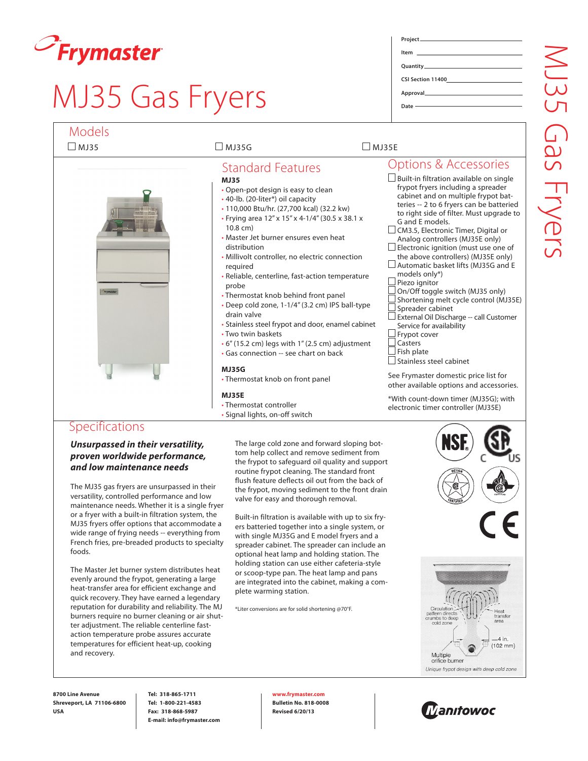# Frymaster

# MJ35 Gas Fryers

Project

Item

Quantity

CSI Section 11400

Approval

Date

## Models

☐ MJ35 ☐ MJ35G ☐ MJ35E

## Standard Features

**MJ35**

- Open-pot design is easy to clean
- 40-lb. (20-liter*) oil capacity
- 110,000 Btu/hr. (27,700 kcal) (32.2 kw)
- Frying area 12" x 15" x 4-1/4" (30.5 x 38.1 x 10.8 cm)
- Master Jet burner ensures even heat distribution
- Millivolt controller, no electric connection required
- Reliable, centerline, fast-action temperature probe
- Thermostat knob behind front panel
- Deep cold zone, 1-1/4" (3.2 cm) IPS ball-type drain valve
- Stainless steel frypot and door, enamel cabinet
- Two twin baskets
- 6" (15.2 cm) legs with 1" (2.5 cm) adjustment
- Gas connection -- see chart on back

**MJ35G**

- Thermostat knob on front panel

**MJ35E**

- Thermostat controller
- Signal lights, on-off switch

## Options & Accessories

- ☐ Built-in filtration available on single frypot fryers including a spreader cabinet and on multiple frypot batteries -- 2 to 6 fryers can be batteried to right side of filter. Must upgrade to G and E models.
- ☐ CM3.5, Electronic Timer, Digital or Analog controllers (MJ35E only)
- ☐ Electronic ignition (must use one of the above controllers) (MJ35E only)
- ☐ Automatic basket lifts (MJ35G and E models only*)
- ☐ Piezo ignitor
- ☐ On/Off toggle switch (MJ35 only)
- ☐ Shortening melt cycle control (MJ35E)
- ☐ Spreader cabinet
- ☐ External Oil Discharge -- call Customer Service for availability
- ☐ Frypot cover
- ☐ Casters
- ☐ Fish plate
- ☐ Stainless steel cabinet

See Frymaster domestic price list for other available options and accessories.

*With count-down timer (MJ35G); with electronic timer controller (MJ35E)

## Specifications

***Unsurpassed in their versatility, proven worldwide performance, and low maintenance needs***

The MJ35 gas fryers are unsurpassed in their versatility, controlled performance and low maintenance needs. Whether it is a single fryer or a fryer with a built-in filtration system, the MJ35 fryers offer options that accommodate a wide range of frying needs -- everything from French fries, pre-breaded products to specialty foods.

The Master Jet burner system distributes heat evenly around the frypot, generating a large heat-transfer area for efficient exchange and quick recovery. They have earned a legendary reputation for durability and reliability. The MJ burners require no burner cleaning or air shutter adjustment. The reliable centerline fast-action temperature probe assures accurate temperatures for efficient heat-up, cooking and recovery.

The large cold zone and forward sloping bottom help collect and remove sediment from the frypot to safeguard oil quality and support routine frypot cleaning. The standard front flush feature deflects oil out from the back of the frypot, moving sediment to the front drain valve for easy and thorough removal.

Built-in filtration is available with up to six fryers batteried together into a single system, or with single MJ35G and E model fryers and a spreader cabinet. The spreader can include an optional heat lamp and holding station. The holding station can use either cafeteria-style or scoop-type pan. The heat lamp and pans are integrated into the cabinet, making a complete warming station.

*Liter conversions are for solid shortening @70°F.

Circulation pattern directs crumbs to deep cold zone

Heat transfer area

4 in. (102 mm)

Multiple orifice burner

*Unique frypot design with deep cold zone*

8700 Line Avenue
Shreveport, LA 71106-6800
USA

Tel: 318-865-1711
Tel: 1-800-221-4583
Fax: 318-868-5987
E-mail: info@frymaster.com

www.frymaster.com
Bulletin No. 818-0008
Revised 6/20/13

Manitowoc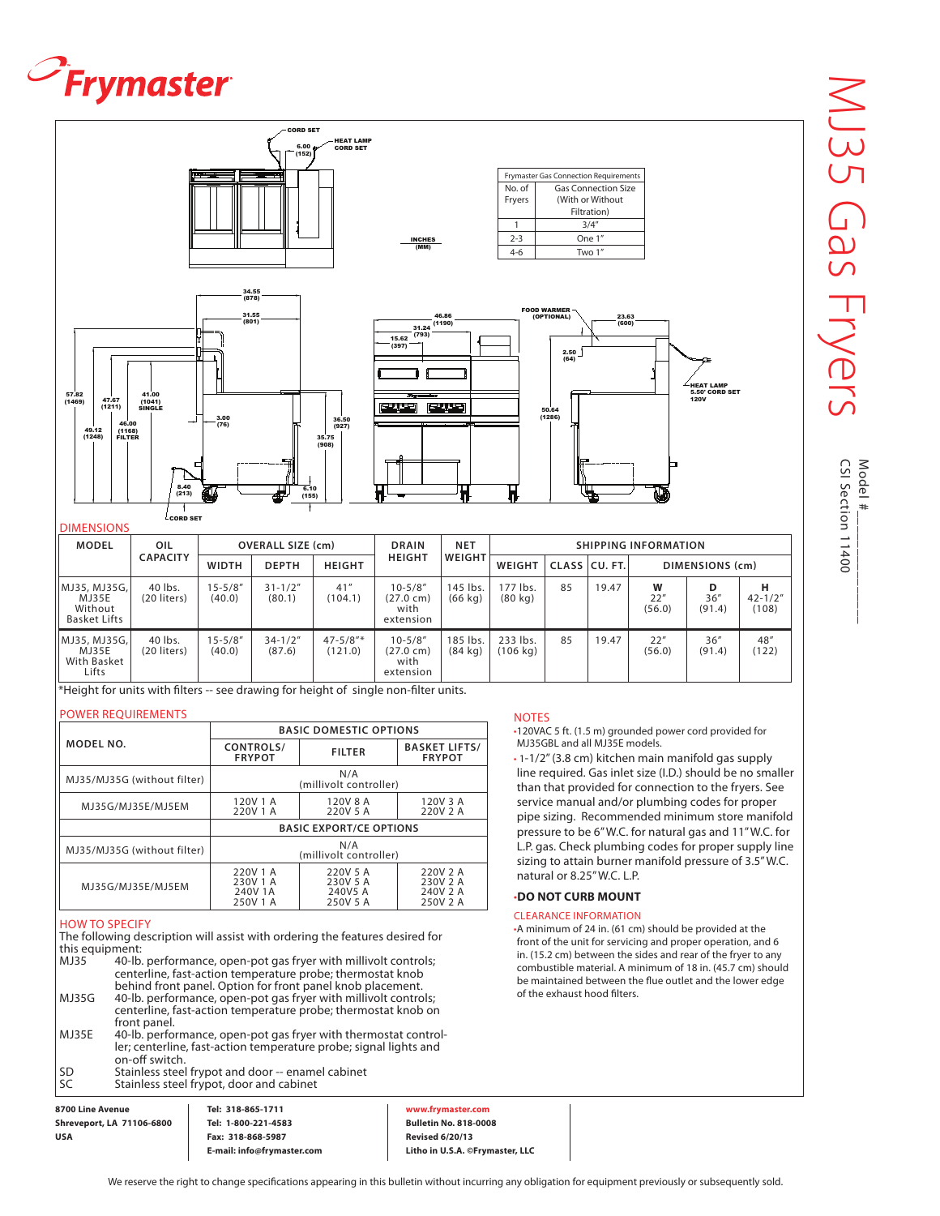# Frymaster

# MJ35 Gas Fryers

Model #\_\_\_\_\_\_\_\_\_\_\_\_\_\_\_\_

CSI Section 11400

| Frymaster Gas Connection Requirements | |
|---|---|
| No. of Fryers | Gas Connection Size (With or Without Filtration) |
| 1 | 3/4" |
| 2-3 | One 1" |
| 4-6 | Two 1" |

INCHES (MM)

CORD SET; HEAT LAMP CORD SET; 6.00 (152); 34.55 (878); 31.55 (801); 57.82 (1469); 47.67 (1211); 41.00 (1041) SINGLE; 49.12 (1248); 46.00 (1168) FILTER; 3.00 (76); 36.50 (927); 35.75 (908); 8.40 (213); 6.10 (155); CORD SET; 46.86 (1190); 31.24 (793); 15.62 (397); FOOD WARMER (OPTIONAL); 23.63 (600); 2.50 (64); 50.64 (1286); HEAT LAMP 5.50' CORD SET 120V

## DIMENSIONS

| MODEL | OIL CAPACITY | OVERALL SIZE (cm) | | | DRAIN HEIGHT | NET WEIGHT | SHIPPING INFORMATION | | | | | |
|---|---|---|---|---|---|---|---|---|---|---|---|---|
| | | WIDTH | DEPTH | HEIGHT | | | WEIGHT | CLASS | CU. FT. | DIMENSIONS (cm) | | |
| MJ35, MJ35G, MJ35E Without Basket Lifts | 40 lbs. (20 liters) | 15-5/8" (40.0) | 31-1/2" (80.1) | 41" (104.1) | 10-5/8" (27.0 cm) with extension | 145 lbs. (66 kg) | 177 lbs. (80 kg) | 85 | 19.47 | W 22" (56.0) | D 36" (91.4) | H 42-1/2" (108) |
| MJ35, MJ35G, MJ35E With Basket Lifts | 40 lbs. (20 liters) | 15-5/8" (40.0) | 34-1/2" (87.6) | 47-5/8"* (121.0) | 10-5/8" (27.0 cm) with extension | 185 lbs. (84 kg) | 233 lbs. (106 kg) | 85 | 19.47 | 22" (56.0) | 36" (91.4) | 48" (122) |

*Height for units with filters -- see drawing for height of single non-filter units.

## POWER REQUIREMENTS

| MODEL NO. | BASIC DOMESTIC OPTIONS | | |
|---|---|---|---|
| | CONTROLS/ FRYPOT | FILTER | BASKET LIFTS/ FRYPOT |
| MJ35/MJ35G (without filter) | N/A (millivolt controller) | | |
| MJ35G/MJ35E/MJ5EM | 120V 1 A<br>220V 1 A | 120V 8 A<br>220V 5 A | 120V 3 A<br>220V 2 A |
| | BASIC EXPORT/CE OPTIONS | | |
| MJ35/MJ35G (without filter) | N/A (millivolt controller) | | |
| MJ35G/MJ35E/MJ5EM | 220V 1 A<br>230V 1 A<br>240V 1A<br>250V 1 A | 220V 5 A<br>230V 5 A<br>240V5 A<br>250V 5 A | 220V 2 A<br>230V 2 A<br>240V 2 A<br>250V 2 A |

## HOW TO SPECIFY

The following description will assist with ordering the features desired for this equipment:

- **MJ35** 40-lb. performance, open-pot gas fryer with millivolt controls; centerline, fast-action temperature probe; thermostat knob behind front panel. Option for front panel knob placement.
- **MJ35G** 40-lb. performance, open-pot gas fryer with millivolt controls; centerline, fast-action temperature probe; thermostat knob on front panel.
- **MJ35E** 40-lb. performance, open-pot gas fryer with thermostat controller; centerline, fast-action temperature probe; signal lights and on-off switch.
- **SD** Stainless steel frypot and door -- enamel cabinet
- **SC** Stainless steel frypot, door and cabinet

## NOTES

- 120VAC 5 ft. (1.5 m) grounded power cord provided for MJ35GBL and all MJ35E models.
- 1-1/2" (3.8 cm) kitchen main manifold gas supply line required. Gas inlet size (I.D.) should be no smaller than that provided for connection to the fryers. See service manual and/or plumbing codes for proper pipe sizing. Recommended minimum store manifold pressure to be 6" W.C. for natural gas and 11" W.C. for L.P. gas. Check plumbing codes for proper supply line sizing to attain burner manifold pressure of 3.5" W.C. natural or 8.25" W.C. L.P.
- **DO NOT CURB MOUNT**

## CLEARANCE INFORMATION

- A minimum of 24 in. (61 cm) should be provided at the front of the unit for servicing and proper operation, and 6 in. (15.2 cm) between the sides and rear of the fryer to any combustible material. A minimum of 18 in. (45.7 cm) should be maintained between the flue outlet and the lower edge of the exhaust hood filters.

**8700 Line Avenue**
**Shreveport, LA 71106-6800**
**USA**

**Tel: 318-865-1711**
**Tel: 1-800-221-4583**
**Fax: 318-868-5987**
**E-mail: info@frymaster.com**

**www.frymaster.com**
**Bulletin No. 818-0008**
**Revised 6/20/13**
**Litho in U.S.A. ©Frymaster, LLC**

We reserve the right to change specifications appearing in this bulletin without incurring any obligation for equipment previously or subsequently sold.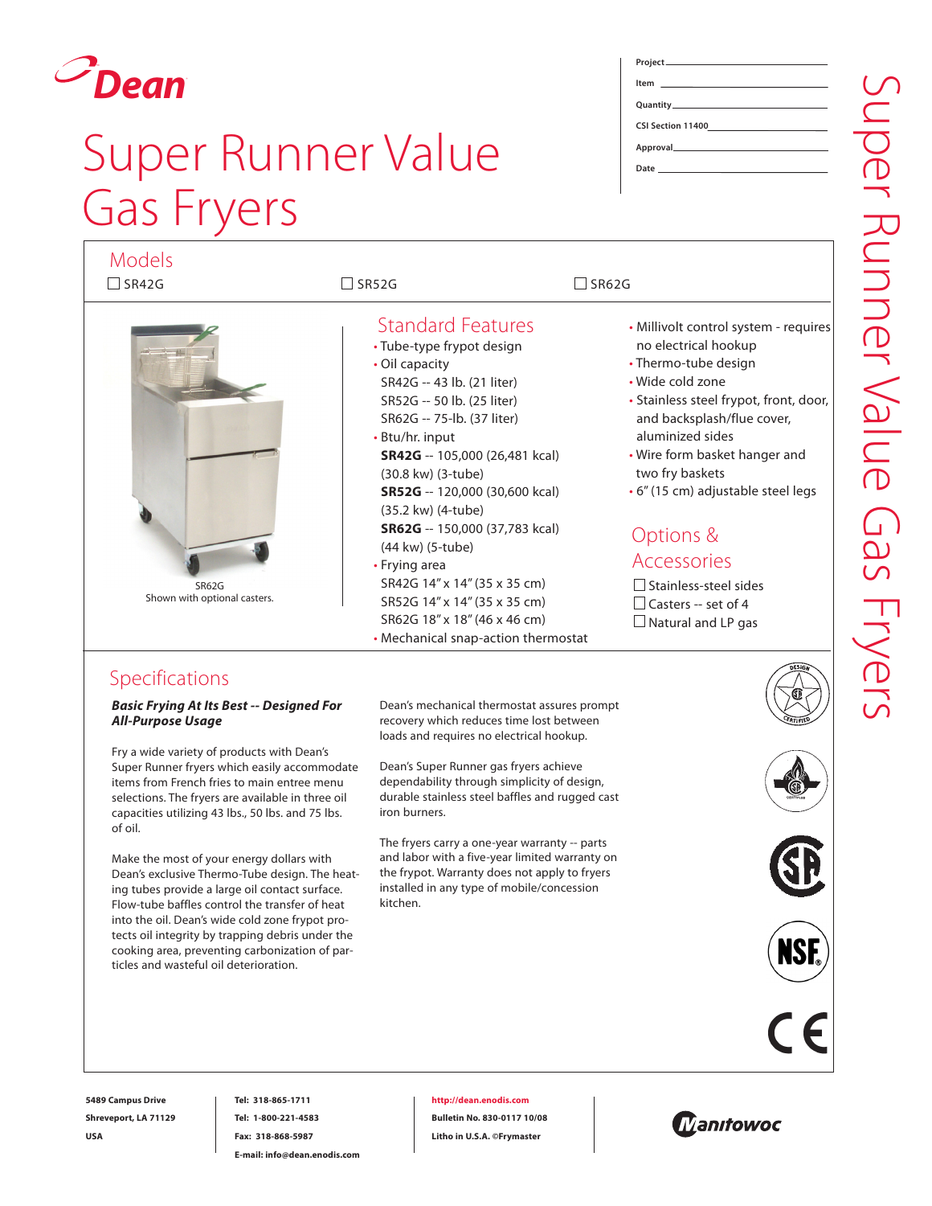# Dean

# Super Runner Value Gas Fryers

Project \_\_\_\_\_\_\_\_\_\_\_\_\_\_\_\_\_\_\_\_

Item \_\_\_\_\_\_\_\_\_\_\_\_\_\_\_\_\_\_\_\_

Quantity \_\_\_\_\_\_\_\_\_\_\_\_\_\_\_\_\_\_\_\_

CSI Section 11400 \_\_\_\_\_\_\_\_\_\_\_\_\_\_\_\_\_\_\_\_

Approval \_\_\_\_\_\_\_\_\_\_\_\_\_\_\_\_\_\_\_\_

Date \_\_\_\_\_\_\_\_\_\_\_\_\_\_\_\_\_\_\_\_

## Models

☐ SR42G ☐ SR52G ☐ SR62G

SR62G
Shown with optional casters.

## Standard Features

- Tube-type frypot design
- Oil capacity
  SR42G -- 43 lb. (21 liter)
  SR52G -- 50 lb. (25 liter)
  SR62G -- 75-lb. (37 liter)
- Btu/hr. input
  **SR42G** -- 105,000 (26,481 kcal) (30.8 kw) (3-tube)
  **SR52G** -- 120,000 (30,600 kcal) (35.2 kw) (4-tube)
  **SR62G** -- 150,000 (37,783 kcal) (44 kw) (5-tube)
- Frying area
  SR42G 14" x 14" (35 x 35 cm)
  SR52G 14" x 14" (35 x 35 cm)
  SR62G 18" x 18" (46 x 46 cm)
- Mechanical snap-action thermostat
- Millivolt control system - requires no electrical hookup
- Thermo-tube design
- Wide cold zone
- Stainless steel frypot, front, door, and backsplash/flue cover, aluminized sides
- Wire form basket hanger and two fry baskets
- 6" (15 cm) adjustable steel legs

## Options & Accessories

☐ Stainless-steel sides
☐ Casters -- set of 4
☐ Natural and LP gas

## Specifications

***Basic Frying At Its Best -- Designed For All-Purpose Usage***

Fry a wide variety of products with Dean's Super Runner fryers which easily accommodate items from French fries to main entree menu selections. The fryers are available in three oil capacities utilizing 43 lbs., 50 lbs. and 75 lbs. of oil.

Make the most of your energy dollars with Dean's exclusive Thermo-Tube design. The heating tubes provide a large oil contact surface. Flow-tube baffles control the transfer of heat into the oil. Dean's wide cold zone frypot protects oil integrity by trapping debris under the cooking area, preventing carbonization of particles and wasteful oil deterioration.

Dean's mechanical thermostat assures prompt recovery which reduces time lost between loads and requires no electrical hookup.

Dean's Super Runner gas fryers achieve dependability through simplicity of design, durable stainless steel baffles and rugged cast iron burners.

The fryers carry a one-year warranty -- parts and labor with a five-year limited warranty on the frypot. Warranty does not apply to fryers installed in any type of mobile/concession kitchen.

5489 Campus Drive
Shreveport, LA 71129
USA

Tel: 318-865-1711
Tel: 1-800-221-4583
Fax: 318-868-5987
E-mail: info@dean.enodis.com

http://dean.enodis.com
Bulletin No. 830-0117 10/08
Litho in U.S.A. ©Frymaster

Manitowoc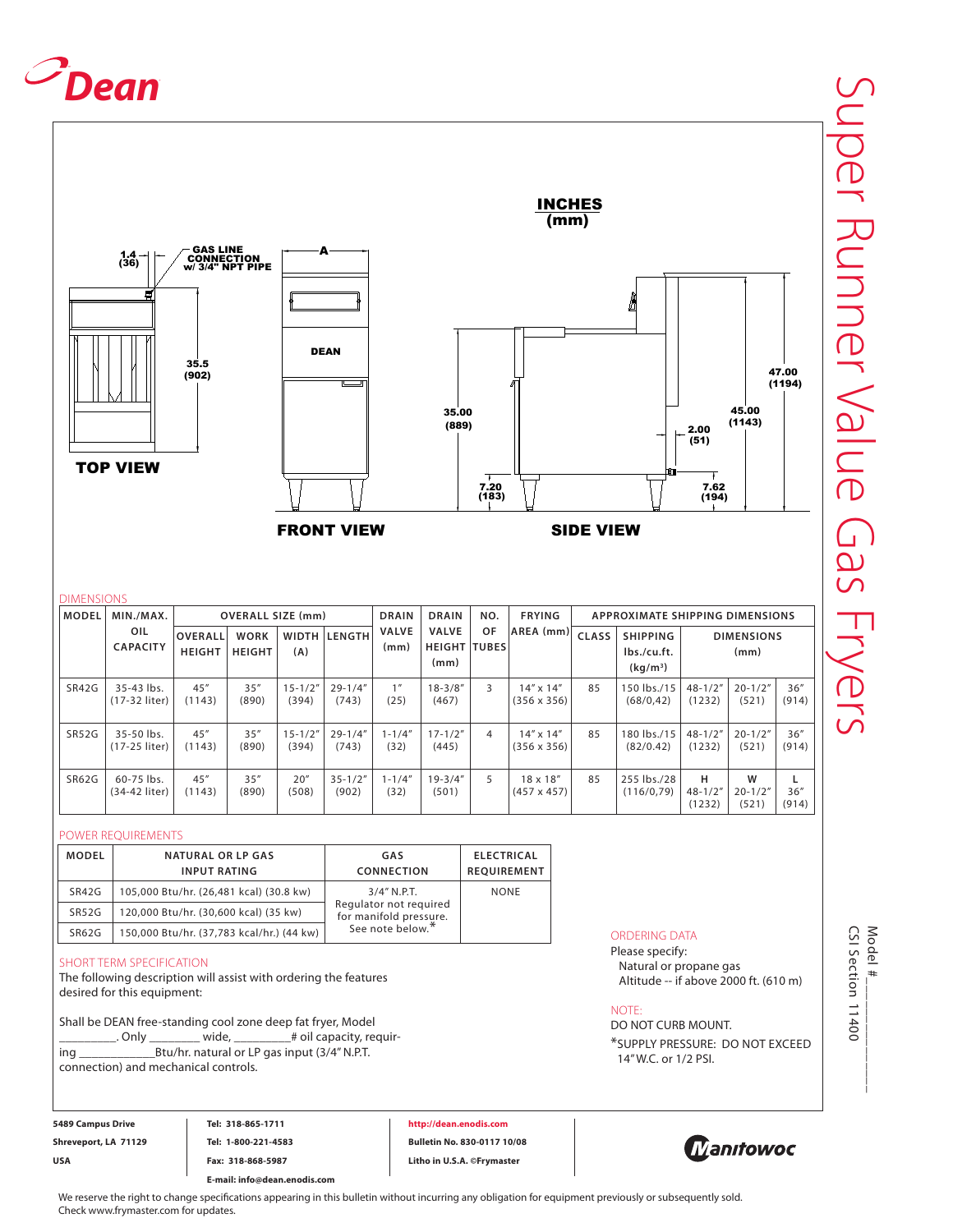# Dean

# Super Runner Value Gas Fryers

**INCHES (mm)**

1.4 (36)
GAS LINE CONNECTION w/ 3/4" NPT PIPE
35.5 (902)
**TOP VIEW**

A
DEAN
**FRONT VIEW**

35.00 (889)
7.20 (183)
47.00 (1194)
45.00 (1143)
2.00 (51)
7.62 (194)
**SIDE VIEW**

## DIMENSIONS

| MODEL | MIN./MAX. OIL CAPACITY | OVERALL SIZE (mm) | | | | DRAIN VALVE (mm) | DRAIN VALVE HEIGHT (mm) | NO. OF TUBES | FRYING AREA (mm) | APPROXIMATE SHIPPING DIMENSIONS | | | | |
|---|---|---|---|---|---|---|---|---|---|---|---|---|---|---|
| | | OVERALL HEIGHT | WORK HEIGHT | WIDTH (A) | LENGTH | | | | | CLASS | SHIPPING lbs./cu.ft. (kg/m³) | DIMENSIONS (mm) | | |
| SR42G | 35-43 lbs. (17-32 liter) | 45" (1143) | 35" (890) | 15-1/2" (394) | 29-1/4" (743) | 1" (25) | 18-3/8" (467) | 3 | 14" x 14" (356 x 356) | 85 | 150 lbs./15 (68/0,42) | 48-1/2" (1232) | 20-1/2" (521) | 36" (914) |
| SR52G | 35-50 lbs. (17-25 liter) | 45" (1143) | 35" (890) | 15-1/2" (394) | 29-1/4" (743) | 1-1/4" (32) | 17-1/2" (445) | 4 | 14" x 14" (356 x 356) | 85 | 180 lbs./15 (82/0.42) | 48-1/2" (1232) | 20-1/2" (521) | 36" (914) |
| SR62G | 60-75 lbs. (34-42 liter) | 45" (1143) | 35" (890) | 20" (508) | 35-1/2" (902) | 1-1/4" (32) | 19-3/4" (501) | 5 | 18 x 18" (457 x 457) | 85 | 255 lbs./28 (116/0,79) | H 48-1/2" (1232) | W 20-1/2" (521) | L 36" (914) |

## POWER REQUIREMENTS

| MODEL | NATURAL OR LP GAS INPUT RATING | GAS CONNECTION | ELECTRICAL REQUIREMENT |
|---|---|---|---|
| SR42G | 105,000 Btu/hr. (26,481 kcal) (30.8 kw) | 3/4" N.P.T. Regulator not required for manifold pressure. See note below.* | NONE |
| SR52G | 120,000 Btu/hr. (30,600 kcal) (35 kw) | | |
| SR62G | 150,000 Btu/hr. (37,783 kcal/hr.) (44 kw) | | |

## SHORT TERM SPECIFICATION

The following description will assist with ordering the features desired for this equipment:

Shall be DEAN free-standing cool zone deep fat fryer, Model _________. Only ________ wide, _________# oil capacity, requiring ____________Btu/hr. natural or LP gas input (3/4" N.P.T. connection) and mechanical controls.

## ORDERING DATA

Please specify:
Natural or propane gas
Altitude -- if above 2000 ft. (610 m)

## NOTE:

DO NOT CURB MOUNT.
*SUPPLY PRESSURE: DO NOT EXCEED 14" W.C. or 1/2 PSI.

Model #_______________
CSI Section 11400

5489 Campus Drive
Shreveport, LA 71129
USA

Tel: 318-865-1711
Tel: 1-800-221-4583
Fax: 318-868-5987
E-mail: info@dean.enodis.com

http://dean.enodis.com
Bulletin No. 830-0117 10/08
Litho in U.S.A. ©Frymaster

Manitowoc

We reserve the right to change specifications appearing in this bulletin without incurring any obligation for equipment previously or subsequently sold. Check www.frymaster.com for updates.